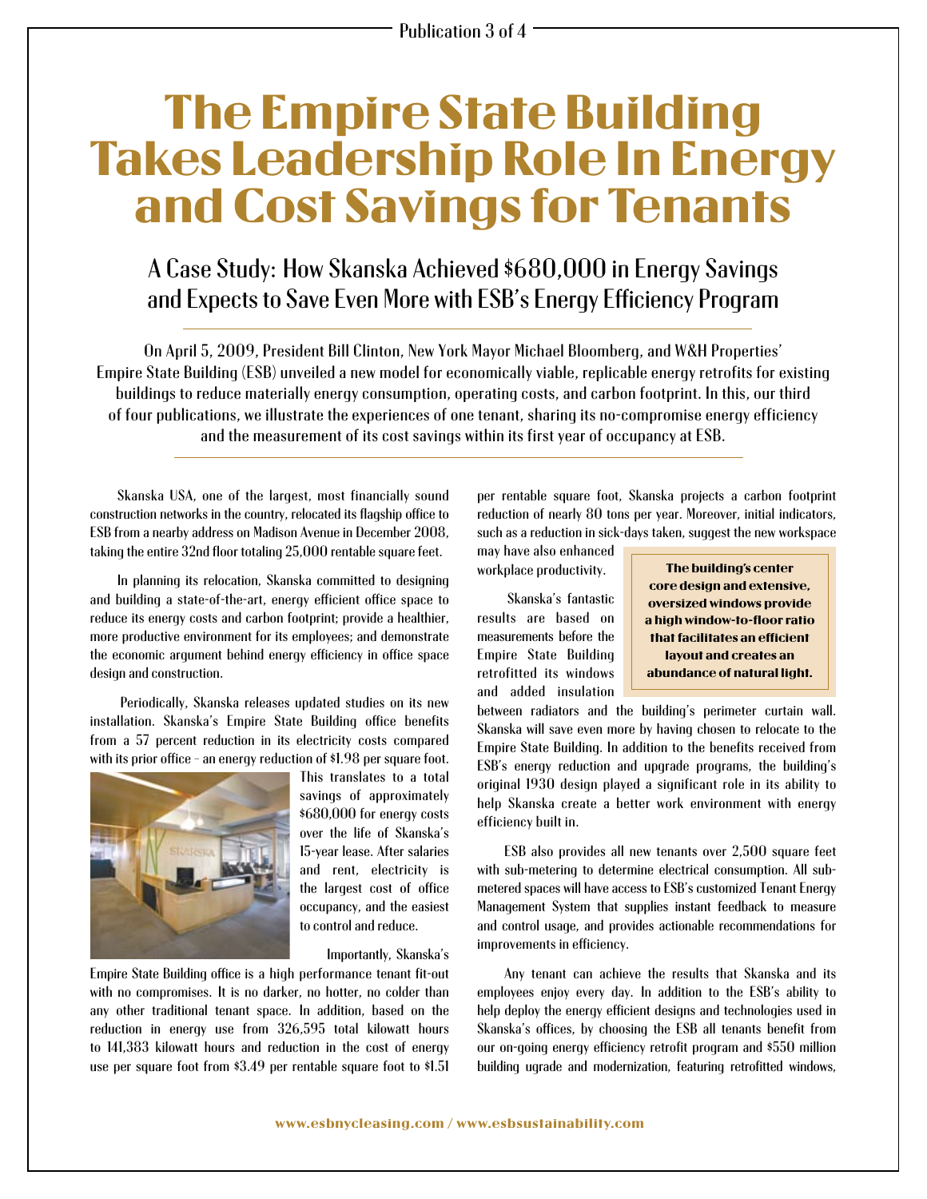Publication 3 of 4

# The Empire State Building Takes Leadership Role In Energy and Cost Savings for Tenants

## A Case Study: How Skanska Achieved $680,000 in Energy Savings and Expects to Save Even More with ESB's Energy Efficiency Program

On April 5, 2009, President Bill Clinton, New York Mayor Michael Bloomberg, and W&H Properties' Empire State Building (ESB) unveiled a new model for economically viable, replicable energy retrofits for existing buildings to reduce materially energy consumption, operating costs, and carbon footprint. In this, our third of four publications, we illustrate the experiences of one tenant, sharing its no-compromise energy efficiency and the measurement of its cost savings within its first year of occupancy at ESB.

Skanska USA, one of the largest, most financially sound construction networks in the country, relocated its flagship office to ESB from a nearby address on Madison Avenue in December 2008, taking the entire 32nd floor totaling 25,000 rentable square feet.

In planning its relocation, Skanska committed to designing and building a state-of-the-art, energy efficient office space to reduce its energy costs and carbon footprint; provide a healthier, more productive environment for its employees; and demonstrate the economic argument behind energy efficiency in office space design and construction.

Periodically, Skanska releases updated studies on its new installation. Skanska's Empire State Building office benefits from a 57 percent reduction in its electricity costs compared with its prior office – an energy reduction of $1.98 per square foot. This translates to a total savings of approximately $680,000 for energy costs over the life of Skanska's 15-year lease. After salaries and rent, electricity is the largest cost of office occupancy, and the easiest to control and reduce.

Importantly, Skanska's Empire State Building office is a high performance tenant fit-out with no compromises. It is no darker, no hotter, no colder than any other traditional tenant space. In addition, based on the reduction in energy use from 326,595 total kilowatt hours to 141,383 kilowatt hours and reduction in the cost of energy use per square foot from $3.49 per rentable square foot to $1.51 per rentable square foot, Skanska projects a carbon footprint reduction of nearly 80 tons per year. Moreover, initial indicators, such as a reduction in sick-days taken, suggest the new workspace may have also enhanced workplace productivity.

**The building's center core design and extensive, oversized windows provide a high window-to-floor ratio that facilitates an efficient layout and creates an abundance of natural light.**

Skanska's fantastic results are based on measurements before the Empire State Building retrofitted its windows and added insulation between radiators and the building's perimeter curtain wall. Skanska will save even more by having chosen to relocate to the Empire State Building. In addition to the benefits received from ESB's energy reduction and upgrade programs, the building's original 1930 design played a significant role in its ability to help Skanska create a better work environment with energy efficiency built in.

ESB also provides all new tenants over 2,500 square feet with sub-metering to determine electrical consumption. All sub-metered spaces will have access to ESB's customized Tenant Energy Management System that supplies instant feedback to measure and control usage, and provides actionable recommendations for improvements in efficiency.

Any tenant can achieve the results that Skanska and its employees enjoy every day. In addition to the ESB's ability to help deploy the energy efficient designs and technologies used in Skanska's offices, by choosing the ESB all tenants benefit from our on-going energy efficiency retrofit program and $550 million building ugrade and modernization, featuring retrofitted windows,

www.esbnycleasing.com / www.esbsustainability.com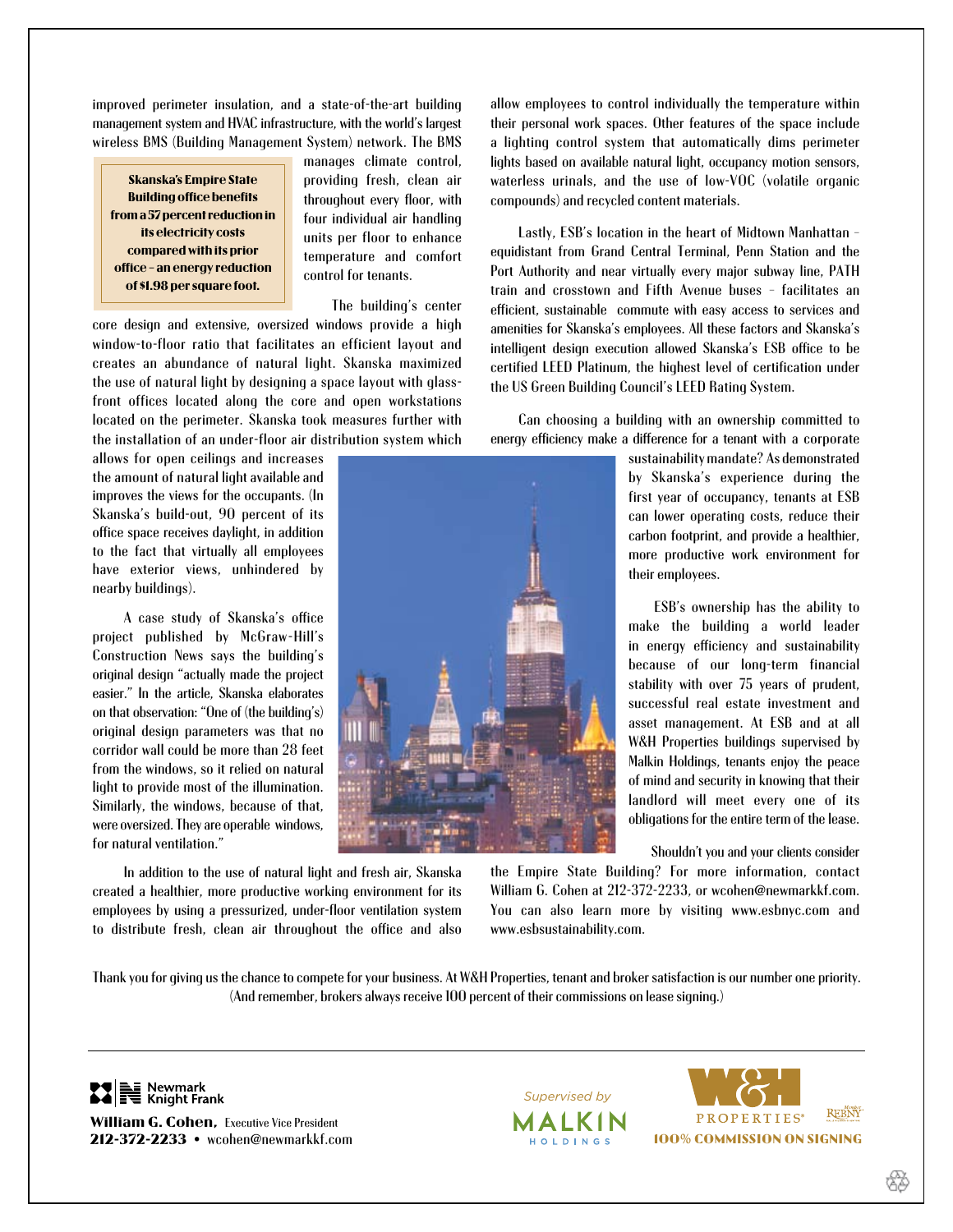improved perimeter insulation, and a state-of-the-art building management system and HVAC infrastructure, with the world's largest wireless BMS (Building Management System) network. The BMS manages climate control, providing fresh, clean air throughout every floor, with four individual air handling units per floor to enhance temperature and comfort control for tenants.

**Skanska's Empire State Building office benefits from a 57 percent reduction in its electricity costs compared with its prior office – an energy reduction of $1.98 per square foot.**

The building's center core design and extensive, oversized windows provide a high window-to-floor ratio that facilitates an efficient layout and creates an abundance of natural light. Skanska maximized the use of natural light by designing a space layout with glass-front offices located along the core and open workstations located on the perimeter. Skanska took measures further with the installation of an under-floor air distribution system which allows for open ceilings and increases the amount of natural light available and improves the views for the occupants. (In Skanska's build-out, 90 percent of its office space receives daylight, in addition to the fact that virtually all employees have exterior views, unhindered by nearby buildings).

A case study of Skanska's office project published by McGraw-Hill's Construction News says the building's original design "actually made the project easier." In the article, Skanska elaborates on that observation: "One of (the building's) original design parameters was that no corridor wall could be more than 28 feet from the windows, so it relied on natural light to provide most of the illumination. Similarly, the windows, because of that, were oversized. They are operable windows, for natural ventilation."

In addition to the use of natural light and fresh air, Skanska created a healthier, more productive working environment for its employees by using a pressurized, under-floor ventilation system to distribute fresh, clean air throughout the office and also allow employees to control individually the temperature within their personal work spaces. Other features of the space include a lighting control system that automatically dims perimeter lights based on available natural light, occupancy motion sensors, waterless urinals, and the use of low-VOC (volatile organic compounds) and recycled content materials.

Lastly, ESB's location in the heart of Midtown Manhattan – equidistant from Grand Central Terminal, Penn Station and the Port Authority and near virtually every major subway line, PATH train and crosstown and Fifth Avenue buses – facilitates an efficient, sustainable commute with easy access to services and amenities for Skanska's employees. All these factors and Skanska's intelligent design execution allowed Skanska's ESB office to be certified LEED Platinum, the highest level of certification under the US Green Building Council's LEED Rating System.

Can choosing a building with an ownership committed to energy efficiency make a difference for a tenant with a corporate sustainability mandate? As demonstrated by Skanska's experience during the first year of occupancy, tenants at ESB can lower operating costs, reduce their carbon footprint, and provide a healthier, more productive work environment for their employees.

ESB's ownership has the ability to make the building a world leader in energy efficiency and sustainability because of our long-term financial stability with over 75 years of prudent, successful real estate investment and asset management. At ESB and at all W&H Properties buildings supervised by Malkin Holdings, tenants enjoy the peace of mind and security in knowing that their landlord will meet every one of its obligations for the entire term of the lease.

Shouldn't you and your clients consider the Empire State Building? For more information, contact William G. Cohen at 212-372-2233, or wcohen@newmarkkf.com. You can also learn more by visiting www.esbnyc.com and www.esbsustainability.com.

Thank you for giving us the chance to compete for your business. At W&H Properties, tenant and broker satisfaction is our number one priority. (And remember, brokers always receive 100 percent of their commissions on lease signing.)

Newmark Knight Frank

**William G. Cohen,** Executive Vice President
**212-372-2233** • wcohen@newmarkkf.com

*Supervised by*
MALKIN HOLDINGS

W&H PROPERTIES®
REBNY
100% COMMISSION ON SIGNING